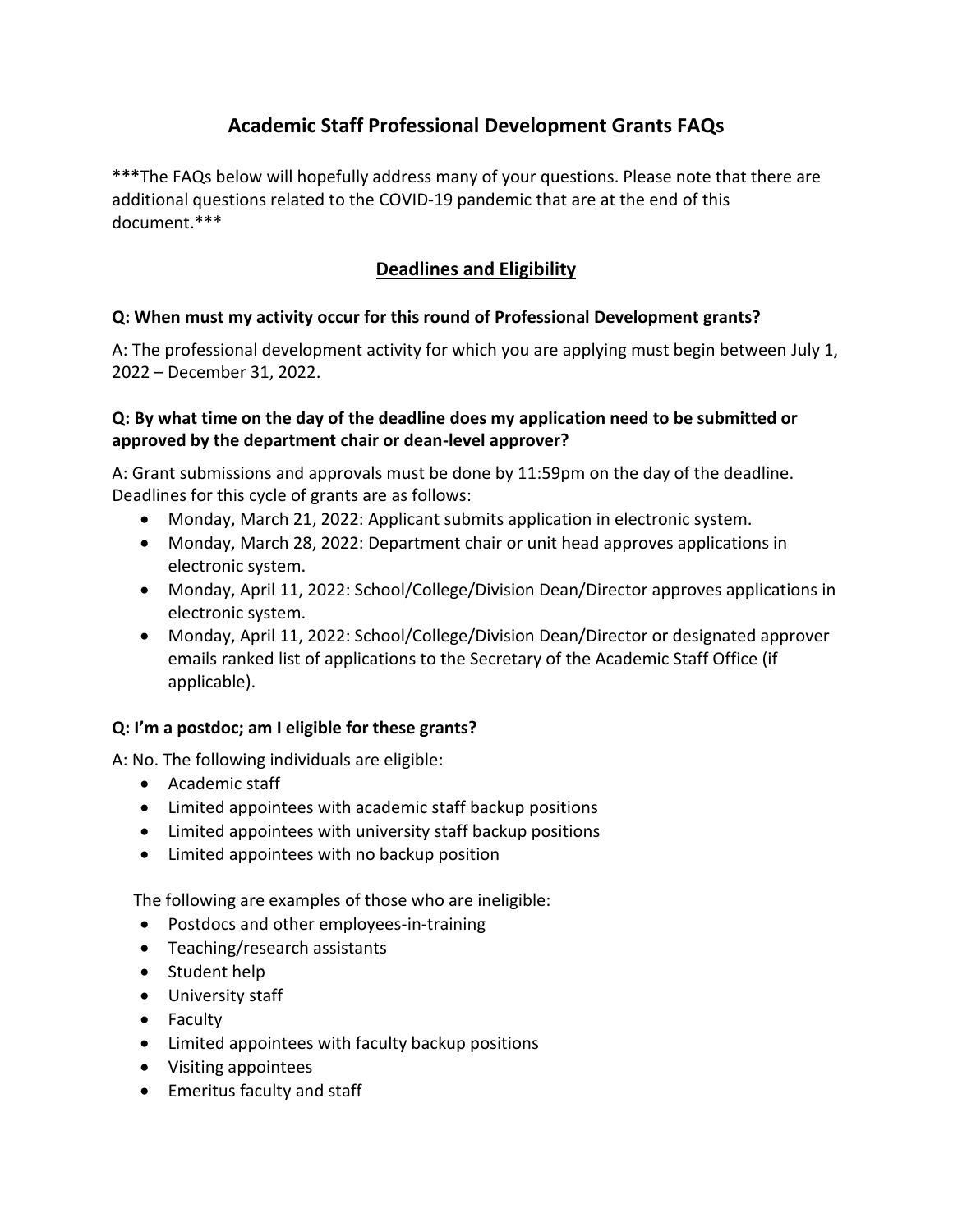# Academic Staff Professional Development Grants FAQs

***The FAQs below will hopefully address many of your questions. Please note that there are additional questions related to the COVID-19 pandemic that are at the end of this document.***

## Deadlines and Eligibility

**Q: When must my activity occur for this round of Professional Development grants?**

A: The professional development activity for which you are applying must begin between July 1, 2022 – December 31, 2022.

**Q: By what time on the day of the deadline does my application need to be submitted or approved by the department chair or dean-level approver?**

A: Grant submissions and approvals must be done by 11:59pm on the day of the deadline. Deadlines for this cycle of grants are as follows:

- Monday, March 21, 2022: Applicant submits application in electronic system.
- Monday, March 28, 2022: Department chair or unit head approves applications in electronic system.
- Monday, April 11, 2022: School/College/Division Dean/Director approves applications in electronic system.
- Monday, April 11, 2022: School/College/Division Dean/Director or designated approver emails ranked list of applications to the Secretary of the Academic Staff Office (if applicable).

**Q: I'm a postdoc; am I eligible for these grants?**

A: No. The following individuals are eligible:

- Academic staff
- Limited appointees with academic staff backup positions
- Limited appointees with university staff backup positions
- Limited appointees with no backup position

The following are examples of those who are ineligible:

- Postdocs and other employees-in-training
- Teaching/research assistants
- Student help
- University staff
- Faculty
- Limited appointees with faculty backup positions
- Visiting appointees
- Emeritus faculty and staff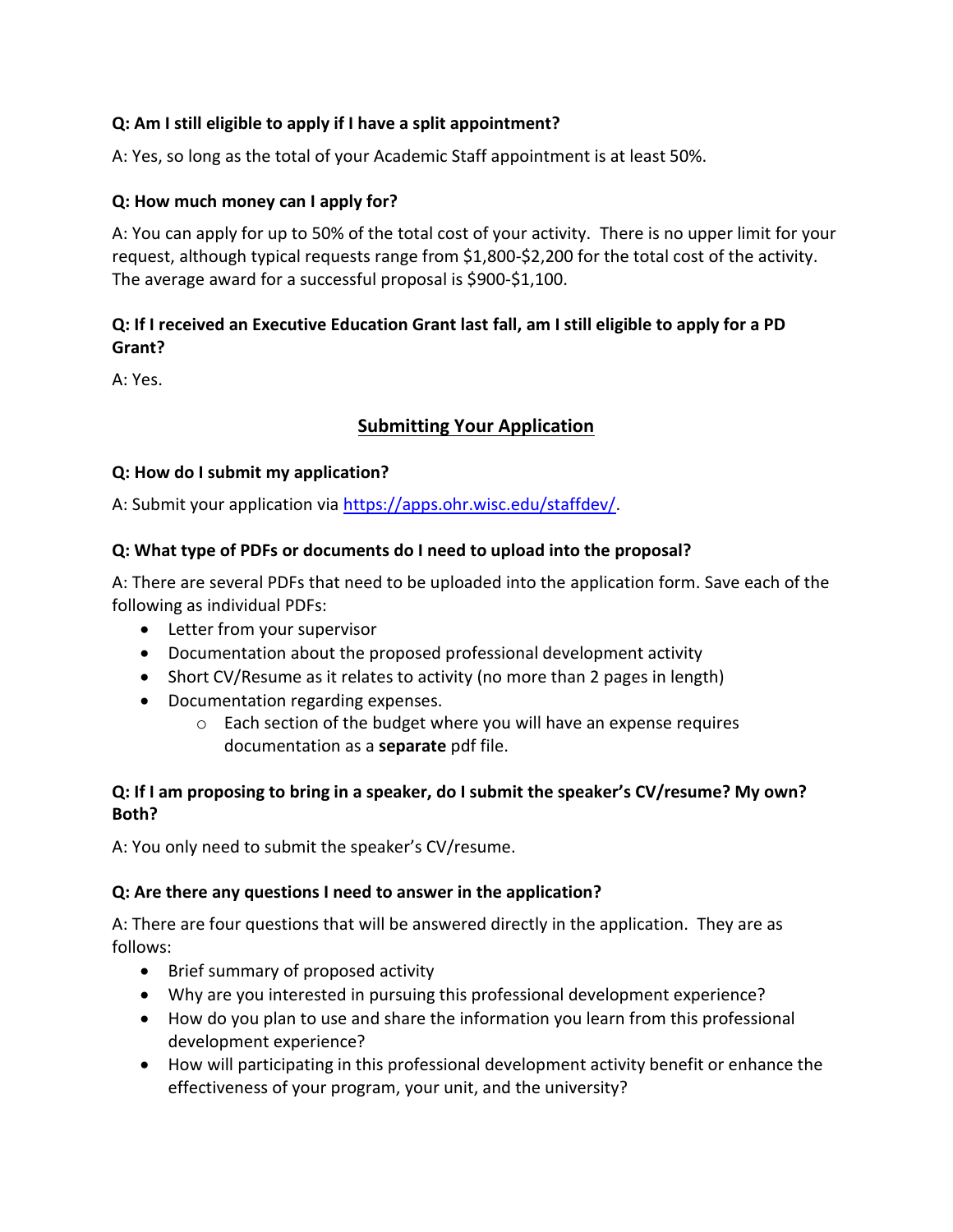**Q: Am I still eligible to apply if I have a split appointment?**

A: Yes, so long as the total of your Academic Staff appointment is at least 50%.

**Q: How much money can I apply for?**

A: You can apply for up to 50% of the total cost of your activity. There is no upper limit for your request, although typical requests range from $1,800-$2,200 for the total cost of the activity. The average award for a successful proposal is $900-$1,100.

**Q: If I received an Executive Education Grant last fall, am I still eligible to apply for a PD Grant?**

A: Yes.

## Submitting Your Application

**Q: How do I submit my application?**

A: Submit your application via [https://apps.ohr.wisc.edu/staffdev/](https://apps.ohr.wisc.edu/staffdev/).

**Q: What type of PDFs or documents do I need to upload into the proposal?**

A: There are several PDFs that need to be uploaded into the application form. Save each of the following as individual PDFs:

- Letter from your supervisor
- Documentation about the proposed professional development activity
- Short CV/Resume as it relates to activity (no more than 2 pages in length)
- Documentation regarding expenses.
    - Each section of the budget where you will have an expense requires documentation as a **separate** pdf file.

**Q: If I am proposing to bring in a speaker, do I submit the speaker's CV/resume? My own? Both?**

A: You only need to submit the speaker's CV/resume.

**Q: Are there any questions I need to answer in the application?**

A: There are four questions that will be answered directly in the application. They are as follows:

- Brief summary of proposed activity
- Why are you interested in pursuing this professional development experience?
- How do you plan to use and share the information you learn from this professional development experience?
- How will participating in this professional development activity benefit or enhance the effectiveness of your program, your unit, and the university?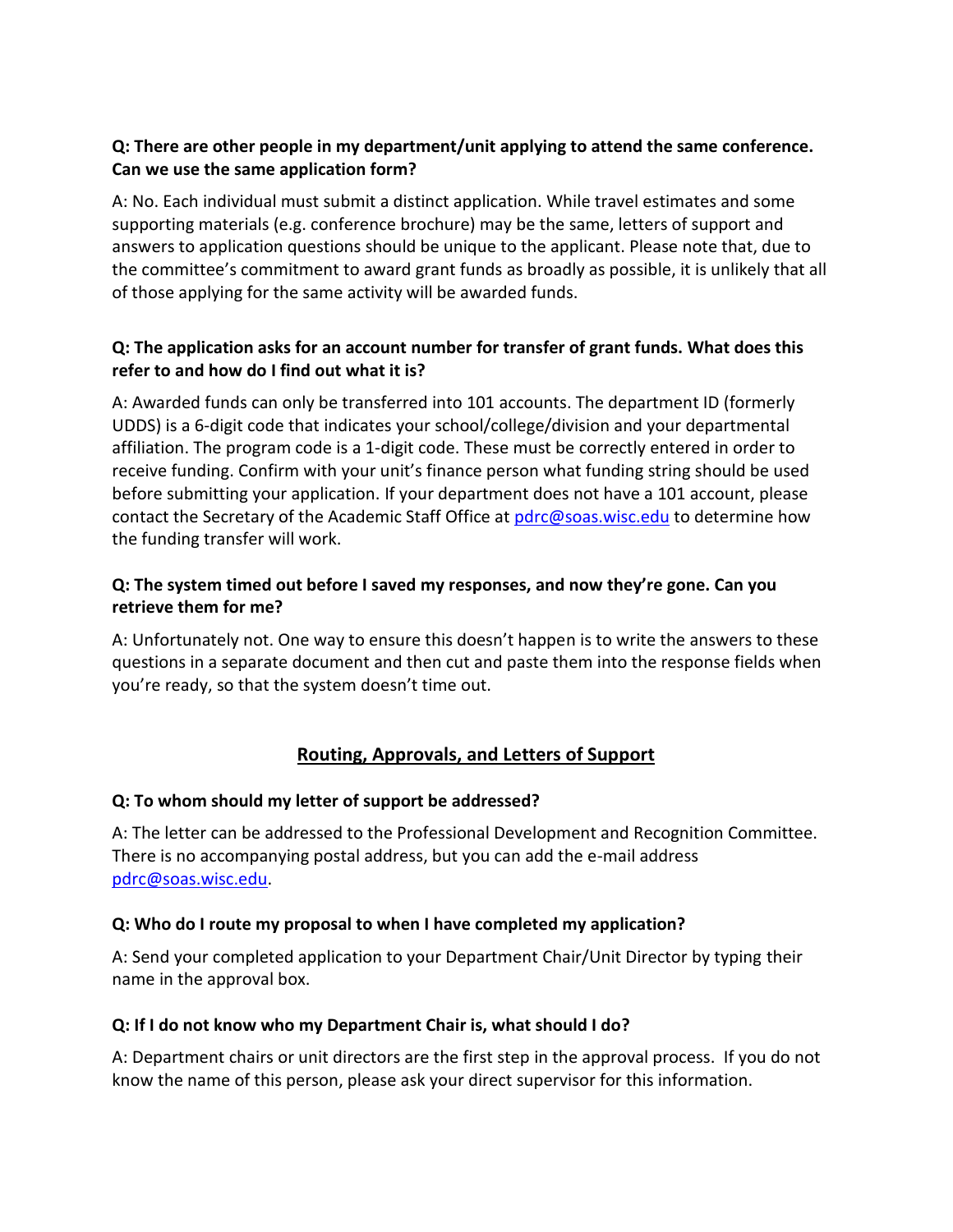**Q: There are other people in my department/unit applying to attend the same conference. Can we use the same application form?**

A: No. Each individual must submit a distinct application. While travel estimates and some supporting materials (e.g. conference brochure) may be the same, letters of support and answers to application questions should be unique to the applicant. Please note that, due to the committee's commitment to award grant funds as broadly as possible, it is unlikely that all of those applying for the same activity will be awarded funds.

**Q: The application asks for an account number for transfer of grant funds. What does this refer to and how do I find out what it is?**

A: Awarded funds can only be transferred into 101 accounts. The department ID (formerly UDDS) is a 6-digit code that indicates your school/college/division and your departmental affiliation. The program code is a 1-digit code. These must be correctly entered in order to receive funding. Confirm with your unit's finance person what funding string should be used before submitting your application. If your department does not have a 101 account, please contact the Secretary of the Academic Staff Office at pdrc@soas.wisc.edu to determine how the funding transfer will work.

**Q: The system timed out before I saved my responses, and now they're gone. Can you retrieve them for me?**

A: Unfortunately not. One way to ensure this doesn't happen is to write the answers to these questions in a separate document and then cut and paste them into the response fields when you're ready, so that the system doesn't time out.

## Routing, Approvals, and Letters of Support

**Q: To whom should my letter of support be addressed?**

A: The letter can be addressed to the Professional Development and Recognition Committee. There is no accompanying postal address, but you can add the e-mail address pdrc@soas.wisc.edu.

**Q: Who do I route my proposal to when I have completed my application?**

A: Send your completed application to your Department Chair/Unit Director by typing their name in the approval box.

**Q: If I do not know who my Department Chair is, what should I do?**

A: Department chairs or unit directors are the first step in the approval process. If you do not know the name of this person, please ask your direct supervisor for this information.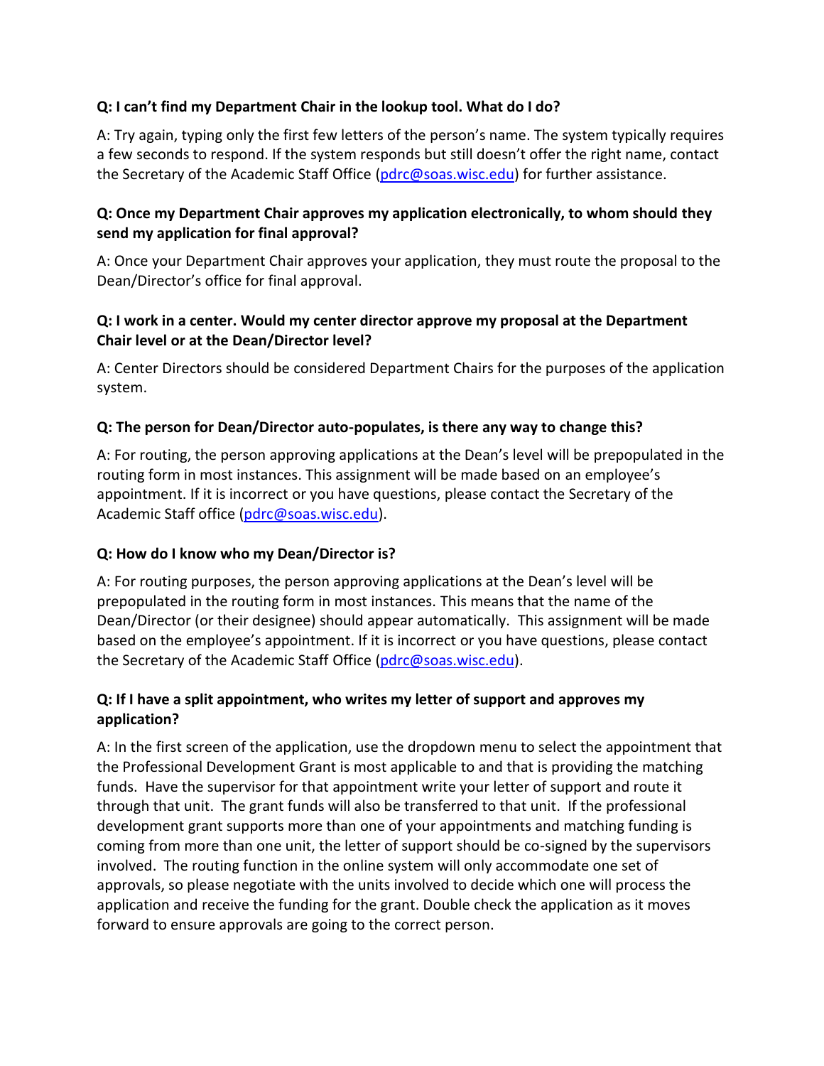**Q: I can't find my Department Chair in the lookup tool. What do I do?**

A: Try again, typing only the first few letters of the person's name. The system typically requires a few seconds to respond. If the system responds but still doesn't offer the right name, contact the Secretary of the Academic Staff Office (pdrc@soas.wisc.edu) for further assistance.

**Q: Once my Department Chair approves my application electronically, to whom should they send my application for final approval?**

A: Once your Department Chair approves your application, they must route the proposal to the Dean/Director's office for final approval.

**Q: I work in a center. Would my center director approve my proposal at the Department Chair level or at the Dean/Director level?**

A: Center Directors should be considered Department Chairs for the purposes of the application system.

**Q: The person for Dean/Director auto-populates, is there any way to change this?**

A: For routing, the person approving applications at the Dean's level will be prepopulated in the routing form in most instances. This assignment will be made based on an employee's appointment. If it is incorrect or you have questions, please contact the Secretary of the Academic Staff office (pdrc@soas.wisc.edu).

**Q: How do I know who my Dean/Director is?**

A: For routing purposes, the person approving applications at the Dean's level will be prepopulated in the routing form in most instances. This means that the name of the Dean/Director (or their designee) should appear automatically. This assignment will be made based on the employee's appointment. If it is incorrect or you have questions, please contact the Secretary of the Academic Staff Office (pdrc@soas.wisc.edu).

**Q: If I have a split appointment, who writes my letter of support and approves my application?**

A: In the first screen of the application, use the dropdown menu to select the appointment that the Professional Development Grant is most applicable to and that is providing the matching funds. Have the supervisor for that appointment write your letter of support and route it through that unit. The grant funds will also be transferred to that unit. If the professional development grant supports more than one of your appointments and matching funding is coming from more than one unit, the letter of support should be co-signed by the supervisors involved. The routing function in the online system will only accommodate one set of approvals, so please negotiate with the units involved to decide which one will process the application and receive the funding for the grant. Double check the application as it moves forward to ensure approvals are going to the correct person.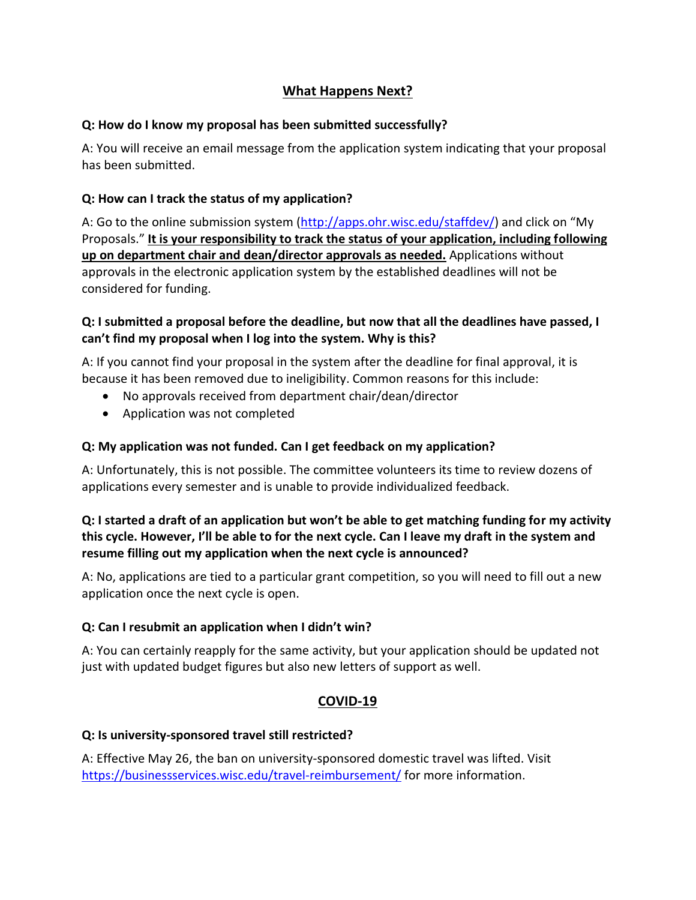## What Happens Next?

**Q: How do I know my proposal has been submitted successfully?**

A: You will receive an email message from the application system indicating that your proposal has been submitted.

**Q: How can I track the status of my application?**

A: Go to the online submission system ([http://apps.ohr.wisc.edu/staffdev/](http://apps.ohr.wisc.edu/staffdev/)) and click on "My Proposals." **It is your responsibility to track the status of your application, including following up on department chair and dean/director approvals as needed.** Applications without approvals in the electronic application system by the established deadlines will not be considered for funding.

**Q: I submitted a proposal before the deadline, but now that all the deadlines have passed, I can't find my proposal when I log into the system. Why is this?**

A: If you cannot find your proposal in the system after the deadline for final approval, it is because it has been removed due to ineligibility. Common reasons for this include:

- No approvals received from department chair/dean/director
- Application was not completed

**Q: My application was not funded. Can I get feedback on my application?**

A: Unfortunately, this is not possible. The committee volunteers its time to review dozens of applications every semester and is unable to provide individualized feedback.

**Q: I started a draft of an application but won't be able to get matching funding for my activity this cycle. However, I'll be able to for the next cycle. Can I leave my draft in the system and resume filling out my application when the next cycle is announced?**

A: No, applications are tied to a particular grant competition, so you will need to fill out a new application once the next cycle is open.

**Q: Can I resubmit an application when I didn't win?**

A: You can certainly reapply for the same activity, but your application should be updated not just with updated budget figures but also new letters of support as well.

## COVID-19

**Q: Is university-sponsored travel still restricted?**

A: Effective May 26, the ban on university-sponsored domestic travel was lifted. Visit [https://businessservices.wisc.edu/travel-reimbursement/](https://businessservices.wisc.edu/travel-reimbursement/) for more information.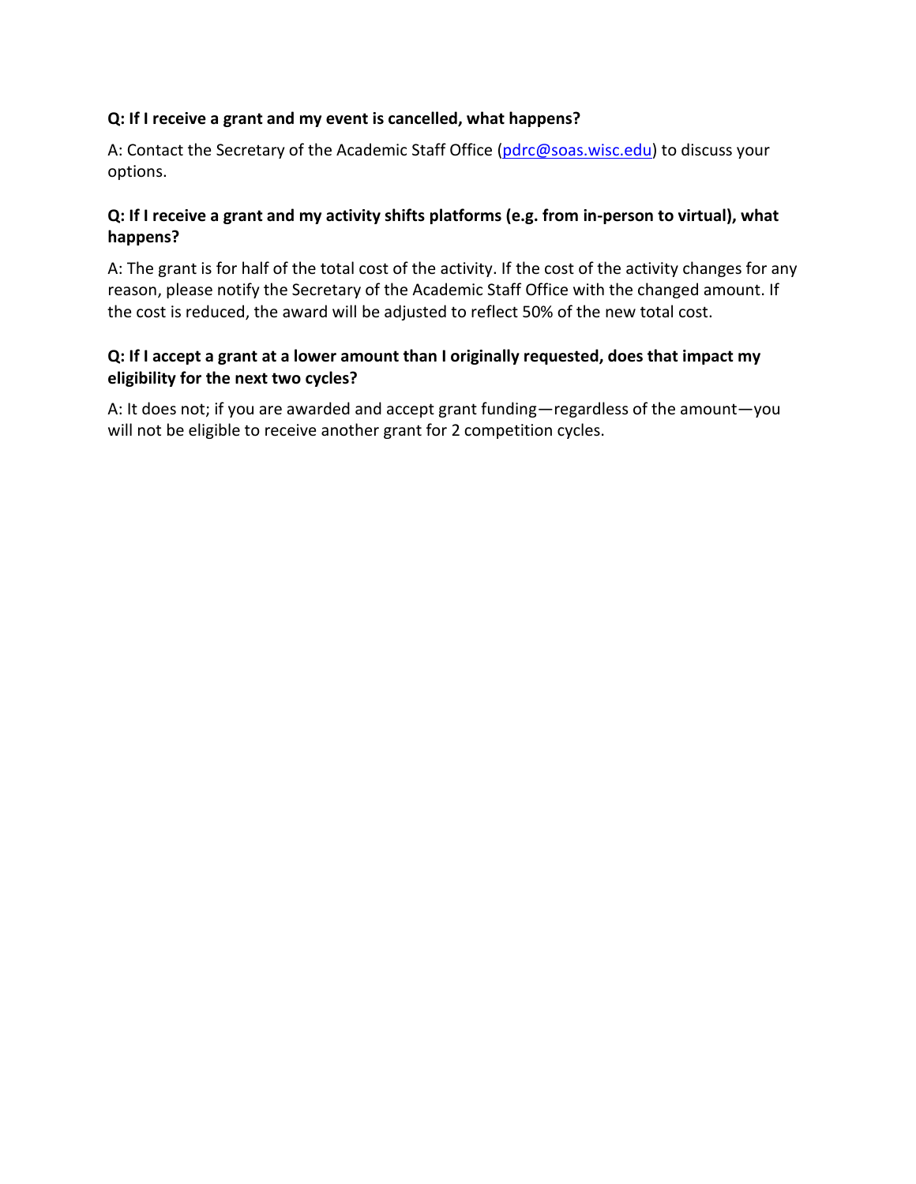**Q: If I receive a grant and my event is cancelled, what happens?**

A: Contact the Secretary of the Academic Staff Office (pdrc@soas.wisc.edu) to discuss your options.

**Q: If I receive a grant and my activity shifts platforms (e.g. from in-person to virtual), what happens?**

A: The grant is for half of the total cost of the activity. If the cost of the activity changes for any reason, please notify the Secretary of the Academic Staff Office with the changed amount. If the cost is reduced, the award will be adjusted to reflect 50% of the new total cost.

**Q: If I accept a grant at a lower amount than I originally requested, does that impact my eligibility for the next two cycles?**

A: It does not; if you are awarded and accept grant funding—regardless of the amount—you will not be eligible to receive another grant for 2 competition cycles.